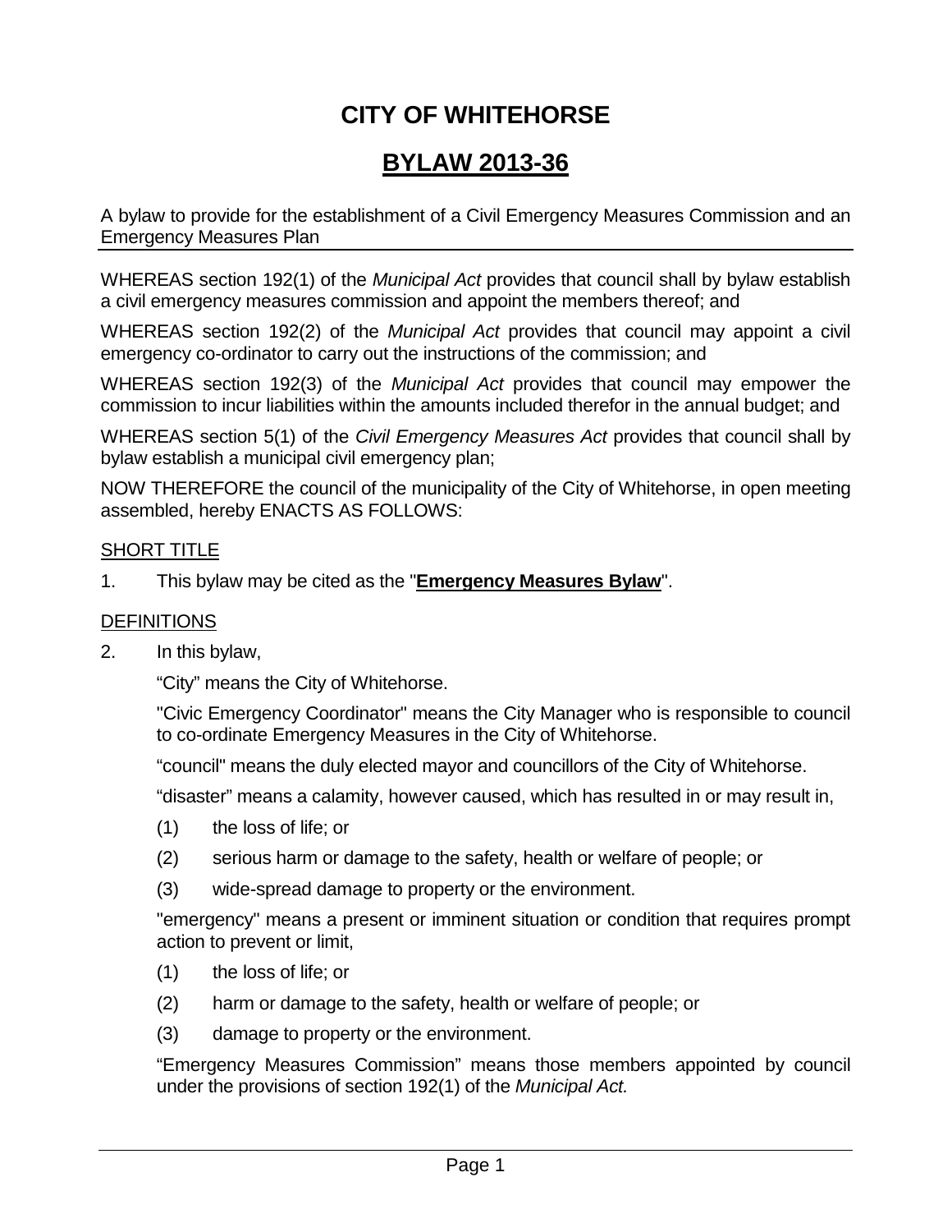# CITY OF WHITEHORSE

## BYLAW 2013-36

A bylaw to provide for the establishment of a Civil Emergency Measures Commission and an Emergency Measures Plan

WHEREAS section 192(1) of the *Municipal Act* provides that council shall by bylaw establish a civil emergency measures commission and appoint the members thereof; and

WHEREAS section 192(2) of the *Municipal Act* provides that council may appoint a civil emergency co-ordinator to carry out the instructions of the commission; and

WHEREAS section 192(3) of the *Municipal Act* provides that council may empower the commission to incur liabilities within the amounts included therefor in the annual budget; and

WHEREAS section 5(1) of the *Civil Emergency Measures Act* provides that council shall by bylaw establish a municipal civil emergency plan;

NOW THEREFORE the council of the municipality of the City of Whitehorse, in open meeting assembled, hereby ENACTS AS FOLLOWS:

SHORT TITLE

1. This bylaw may be cited as the "**Emergency Measures Bylaw**".

DEFINITIONS

2. In this bylaw,

"City" means the City of Whitehorse.

"Civic Emergency Coordinator" means the City Manager who is responsible to council to co-ordinate Emergency Measures in the City of Whitehorse.

"council" means the duly elected mayor and councillors of the City of Whitehorse.

"disaster" means a calamity, however caused, which has resulted in or may result in,

(1) the loss of life; or

(2) serious harm or damage to the safety, health or welfare of people; or

(3) wide-spread damage to property or the environment.

"emergency" means a present or imminent situation or condition that requires prompt action to prevent or limit,

(1) the loss of life; or

(2) harm or damage to the safety, health or welfare of people; or

(3) damage to property or the environment.

"Emergency Measures Commission" means those members appointed by council under the provisions of section 192(1) of the *Municipal Act.*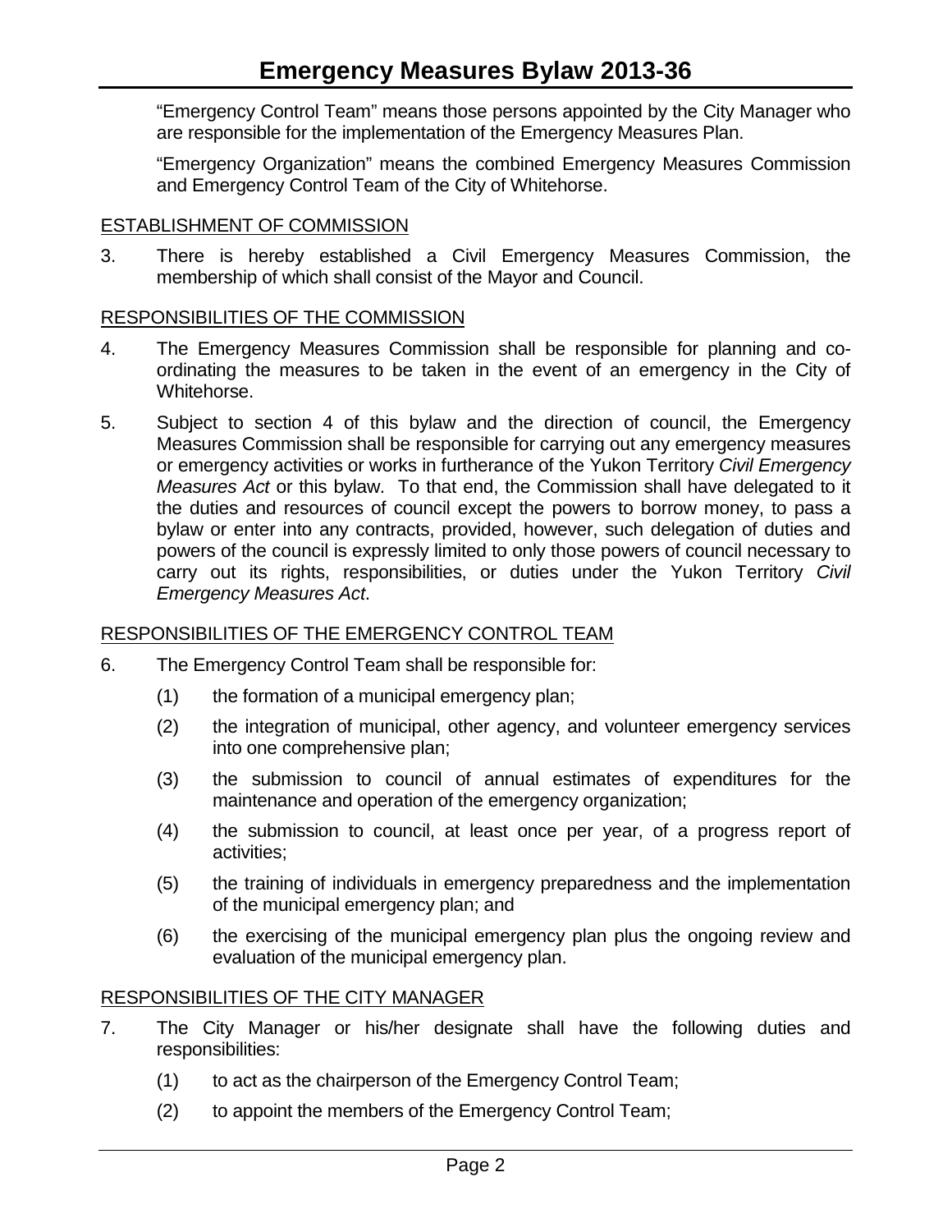"Emergency Control Team" means those persons appointed by the City Manager who are responsible for the implementation of the Emergency Measures Plan.

"Emergency Organization" means the combined Emergency Measures Commission and Emergency Control Team of the City of Whitehorse.

## ESTABLISHMENT OF COMMISSION

3. There is hereby established a Civil Emergency Measures Commission, the membership of which shall consist of the Mayor and Council.

## RESPONSIBILITIES OF THE COMMISSION

4. The Emergency Measures Commission shall be responsible for planning and co-ordinating the measures to be taken in the event of an emergency in the City of Whitehorse.

5. Subject to section 4 of this bylaw and the direction of council, the Emergency Measures Commission shall be responsible for carrying out any emergency measures or emergency activities or works in furtherance of the Yukon Territory *Civil Emergency Measures Act* or this bylaw. To that end, the Commission shall have delegated to it the duties and resources of council except the powers to borrow money, to pass a bylaw or enter into any contracts, provided, however, such delegation of duties and powers of the council is expressly limited to only those powers of council necessary to carry out its rights, responsibilities, or duties under the Yukon Territory *Civil Emergency Measures Act*.

## RESPONSIBILITIES OF THE EMERGENCY CONTROL TEAM

6. The Emergency Control Team shall be responsible for:

   (1) the formation of a municipal emergency plan;

   (2) the integration of municipal, other agency, and volunteer emergency services into one comprehensive plan;

   (3) the submission to council of annual estimates of expenditures for the maintenance and operation of the emergency organization;

   (4) the submission to council, at least once per year, of a progress report of activities;

   (5) the training of individuals in emergency preparedness and the implementation of the municipal emergency plan; and

   (6) the exercising of the municipal emergency plan plus the ongoing review and evaluation of the municipal emergency plan.

## RESPONSIBILITIES OF THE CITY MANAGER

7. The City Manager or his/her designate shall have the following duties and responsibilities:

   (1) to act as the chairperson of the Emergency Control Team;

   (2) to appoint the members of the Emergency Control Team;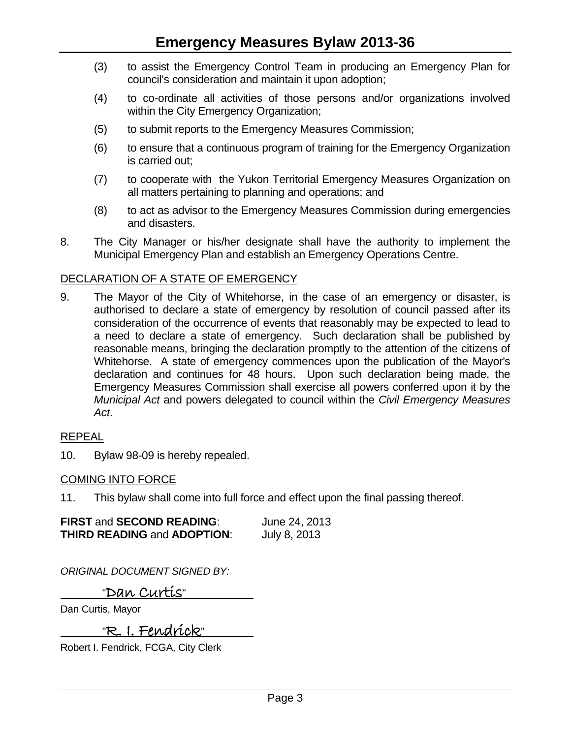(3) to assist the Emergency Control Team in producing an Emergency Plan for council's consideration and maintain it upon adoption;

(4) to co-ordinate all activities of those persons and/or organizations involved within the City Emergency Organization;

(5) to submit reports to the Emergency Measures Commission;

(6) to ensure that a continuous program of training for the Emergency Organization is carried out;

(7) to cooperate with the Yukon Territorial Emergency Measures Organization on all matters pertaining to planning and operations; and

(8) to act as advisor to the Emergency Measures Commission during emergencies and disasters.

8. The City Manager or his/her designate shall have the authority to implement the Municipal Emergency Plan and establish an Emergency Operations Centre.

DECLARATION OF A STATE OF EMERGENCY

9. The Mayor of the City of Whitehorse, in the case of an emergency or disaster, is authorised to declare a state of emergency by resolution of council passed after its consideration of the occurrence of events that reasonably may be expected to lead to a need to declare a state of emergency. Such declaration shall be published by reasonable means, bringing the declaration promptly to the attention of the citizens of Whitehorse. A state of emergency commences upon the publication of the Mayor's declaration and continues for 48 hours. Upon such declaration being made, the Emergency Measures Commission shall exercise all powers conferred upon it by the *Municipal Act* and powers delegated to council within the *Civil Emergency Measures Act*.

REPEAL

10. Bylaw 98-09 is hereby repealed.

COMING INTO FORCE

11. This bylaw shall come into full force and effect upon the final passing thereof.

**FIRST** and **SECOND READING**: June 24, 2013
**THIRD READING** and **ADOPTION**: July 8, 2013

*ORIGINAL DOCUMENT SIGNED BY:*

"Dan Curtis"

Dan Curtis, Mayor

"R. I. Fendrick"

Robert I. Fendrick, FCGA, City Clerk